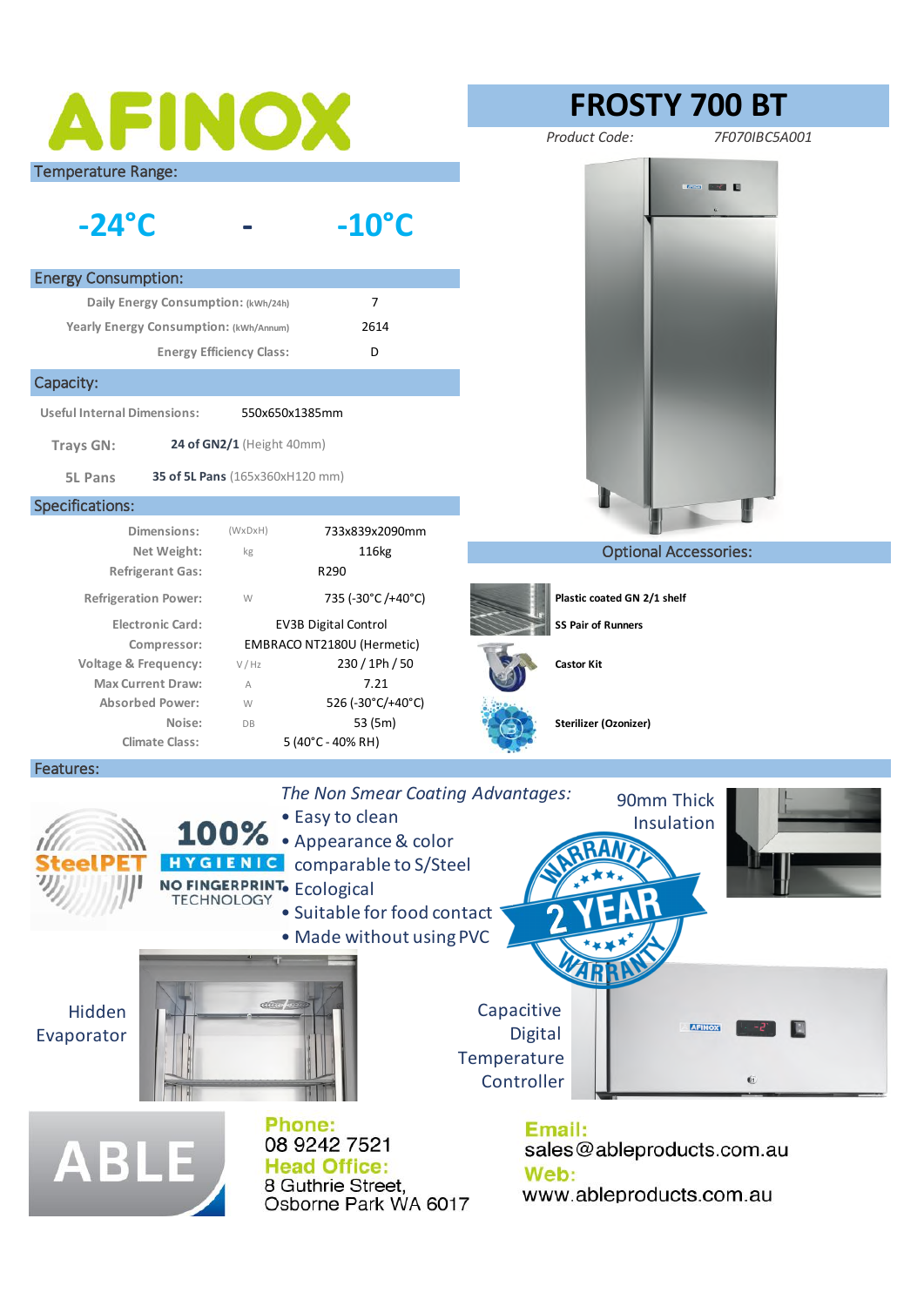# AFINOX

# FROSTY 700 BT

*Product Code:* *7F070IBC5A001*

## Temperature Range:

**-24°C - -10°C**

## Energy Consumption:

| | |
|---|---|
| Daily Energy Consumption: (kWh/24h) | 7 |
| Yearly Energy Consumption: (kWh/Annum) | 2614 |
| Energy Efficiency Class: | D |

## Capacity:

| | |
|---|---|
| Useful Internal Dimensions: | 550x650x1385mm |
| Trays GN: | **24 of GN2/1** (Height 40mm) |
| 5L Pans | **35 of 5L Pans** (165x360xH120 mm) |

## Specifications:

| | | |
|---|---|---|
| Dimensions: | (WxDxH) | 733x839x2090mm |
| Net Weight: | kg | 116kg |
| Refrigerant Gas: | | R290 |
| Refrigeration Power: | W | 735 (-30°C /+40°C) |
| Electronic Card: | | EV3B Digital Control |
| Compressor: | | EMBRACO NT2180U (Hermetic) |
| Voltage & Frequency: | V / Hz | 230 / 1Ph / 50 |
| Max Current Draw: | A | 7.21 |
| Absorbed Power: | W | 526 (-30°C/+40°C) |
| Noise: | DB | 53 (5m) |
| Climate Class: | | 5 (40°C - 40% RH) |

## Optional Accessories:

- **Plastic coated GN 2/1 shelf**
- **SS Pair of Runners**
- **Castor Kit**
- **Sterilizer (Ozonizer)**

## Features:

SteelPET

100% HYGIENIC

NO FINGERPRINT TECHNOLOGY

*The Non Smear Coating Advantages:*

- Easy to clean
- Appearance & color comparable to S/Steel
- Ecological
- Suitable for food contact
- Made without using PVC

90mm Thick Insulation

2 YEAR WARRANTY

Hidden Evaporator

Capacitive Digital Temperature Controller

ABLE

**Phone:**
08 9242 7521

**Head Office:**
8 Guthrie Street,
Osborne Park WA 6017

**Email:**
sales@ableproducts.com.au

**Web:**
www.ableproducts.com.au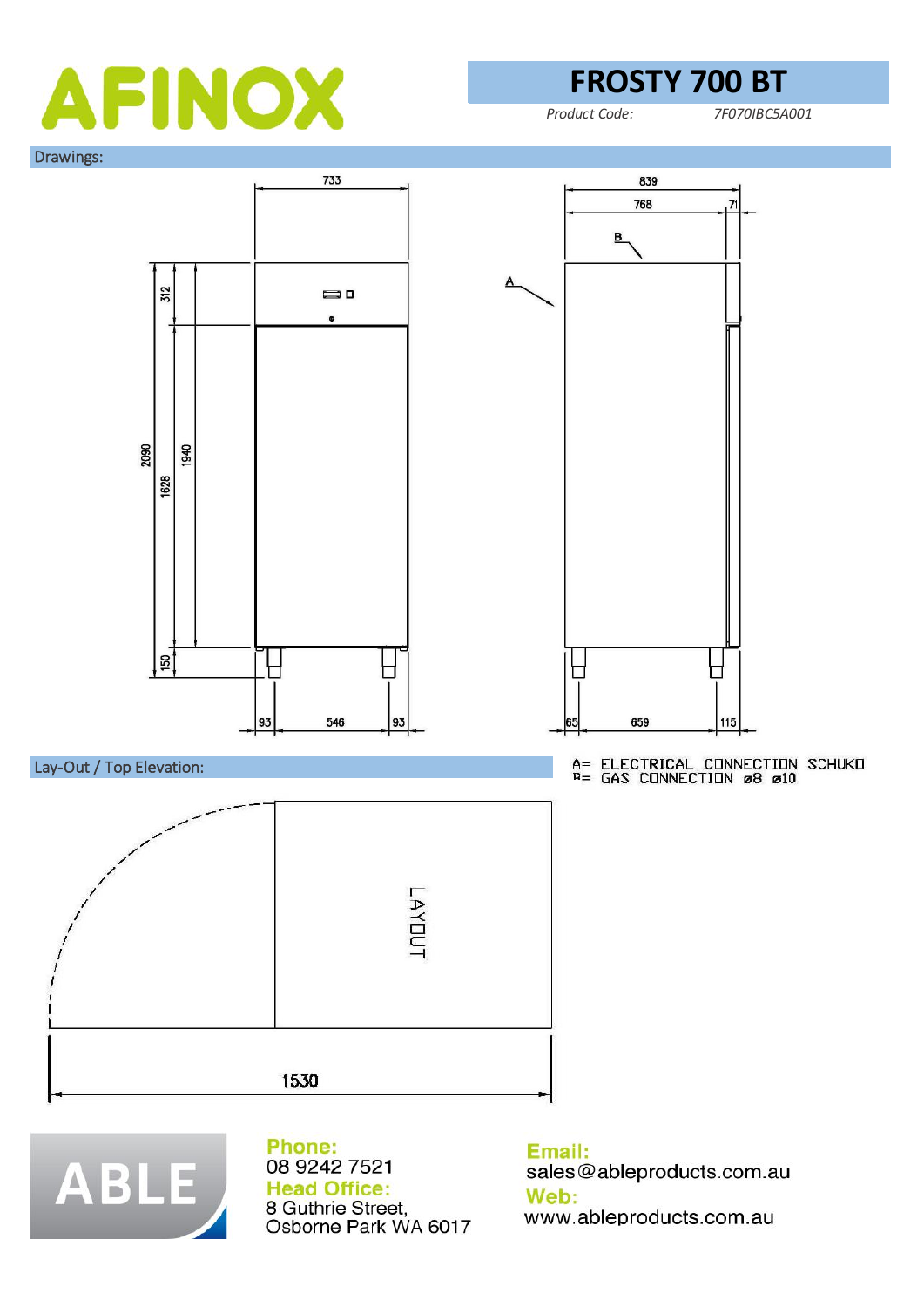# AFINOX

## FROSTY 700 BT

*Product Code:* *7F070IBC5A001*

### Drawings:

733

839

768

71

B

A

312

2090

1940

1628

150

93

546

93

65

659

115

### Lay-Out / Top Elevation:

A= ELECTRICAL CONNECTION SCHUKO
B= GAS CONNECTION ø8 ø10

LAYOUT

1530

ABLE

**Phone:**
08 9242 7521

**Head Office:**
8 Guthrie Street,
Osborne Park WA 6017

**Email:**
sales@ableproducts.com.au

**Web:**
www.ableproducts.com.au